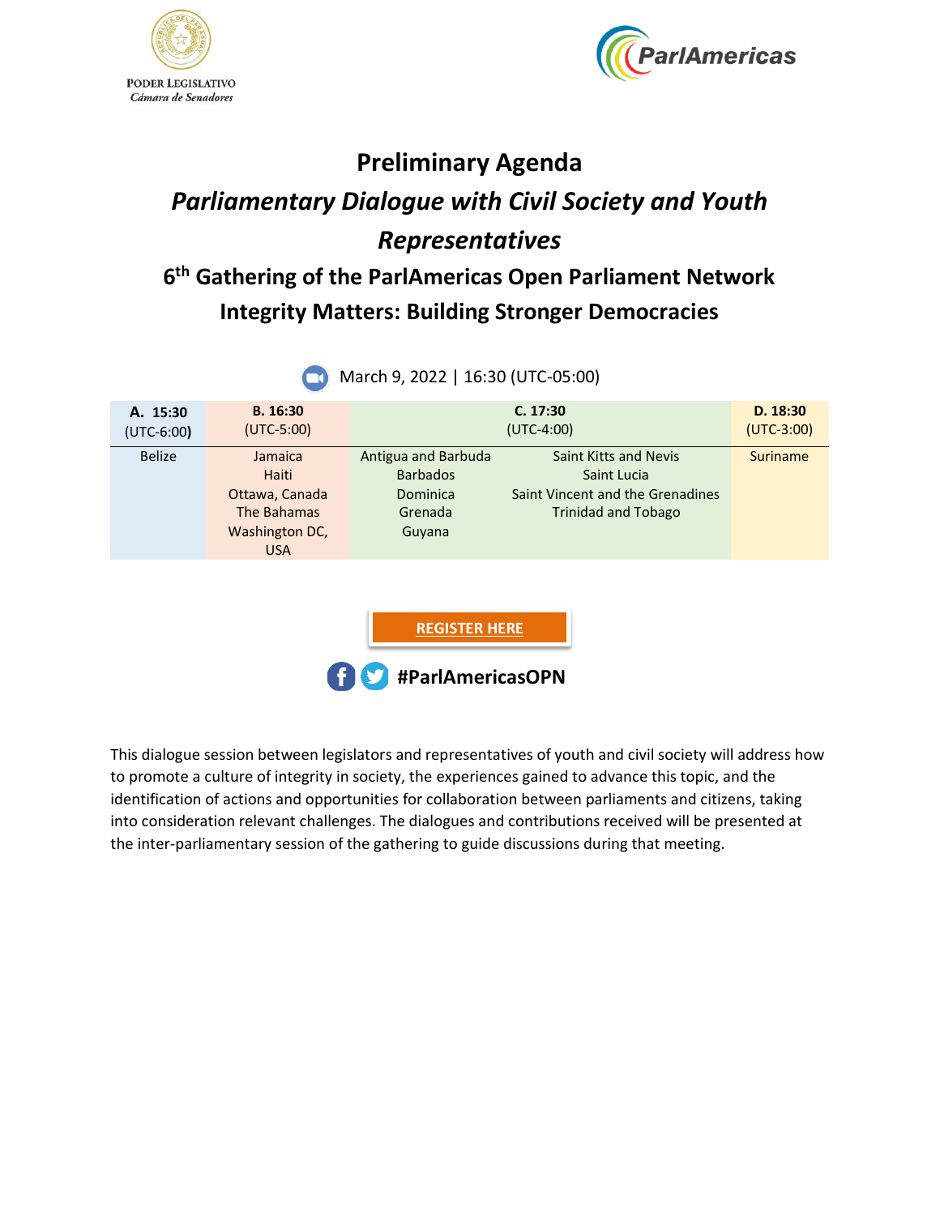PODER LEGISLATIVO
*Cámara de Senadores*

ParlAmericas

# Preliminary Agenda

## *Parliamentary Dialogue with Civil Society and Youth Representatives*

## 6th Gathering of the ParlAmericas Open Parliament Network

## Integrity Matters: Building Stronger Democracies

March 9, 2022 | 16:30 (UTC-05:00)

| **A. 15:30** (UTC-6:00) | **B. 16:30** (UTC-5:00) | **C. 17:30** (UTC-4:00) | | **D. 18:30** (UTC-3:00) |
|---|---|---|---|---|
| Belize | Jamaica<br>Haiti<br>Ottawa, Canada<br>The Bahamas<br>Washington DC, USA | Antigua and Barbuda<br>Barbados<br>Dominica<br>Grenada<br>Guyana | Saint Kitts and Nevis<br>Saint Lucia<br>Saint Vincent and the Grenadines<br>Trinidad and Tobago | Suriname |

**REGISTER HERE**

**#ParlAmericasOPN**

This dialogue session between legislators and representatives of youth and civil society will address how to promote a culture of integrity in society, the experiences gained to advance this topic, and the identification of actions and opportunities for collaboration between parliaments and citizens, taking into consideration relevant challenges. The dialogues and contributions received will be presented at the inter-parliamentary session of the gathering to guide discussions during that meeting.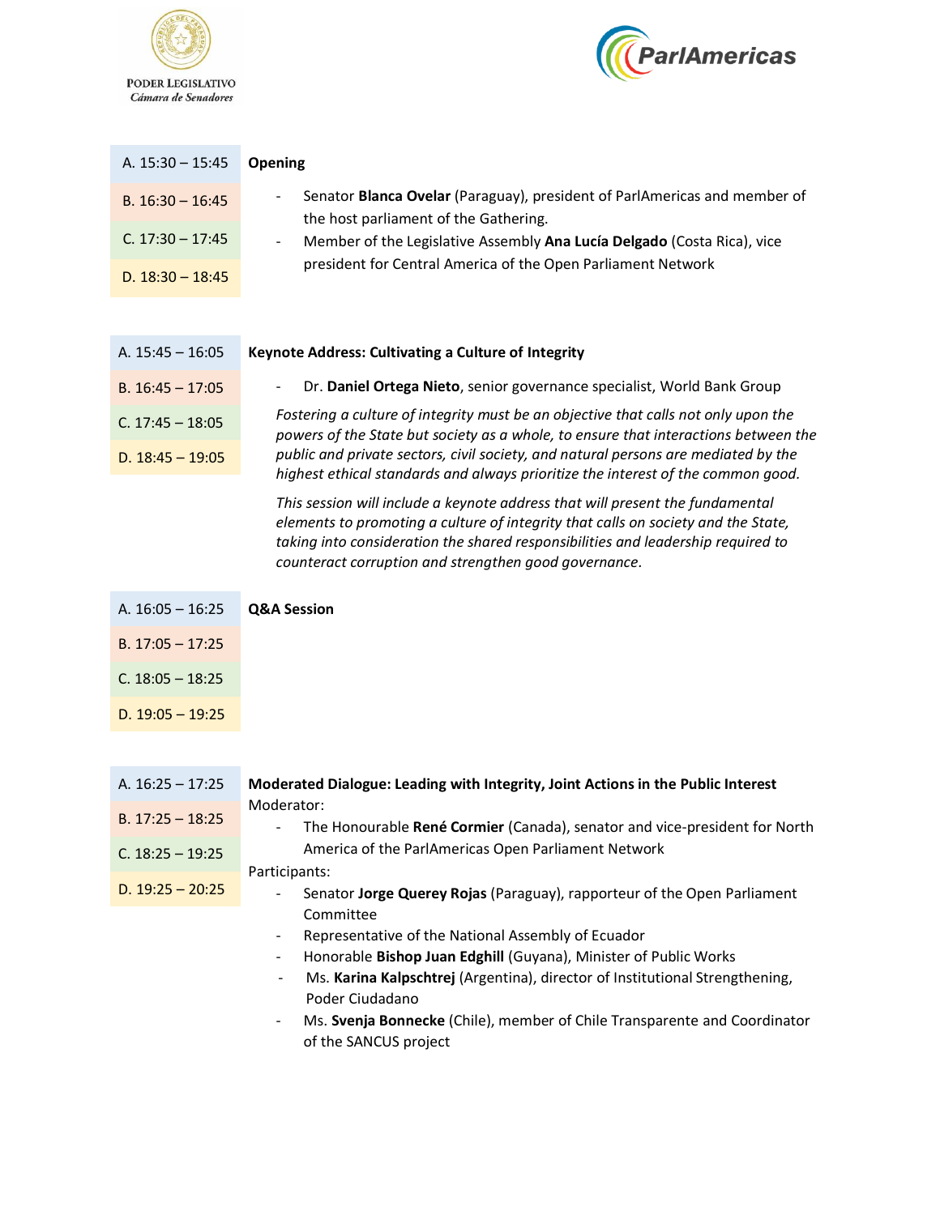**PODER LEGISLATIVO**
*Cámara de Senadores*

**ParlAmericas**

| | |
|---|---|
| A. 15:30 – 15:45<br>B. 16:30 – 16:45<br>C. 17:30 – 17:45<br>D. 18:30 – 18:45 | **Opening**<br>- Senator **Blanca Ovelar** (Paraguay), president of ParlAmericas and member of the host parliament of the Gathering.<br>- Member of the Legislative Assembly **Ana Lucía Delgado** (Costa Rica), vice president for Central America of the Open Parliament Network |
| A. 15:45 – 16:05<br>B. 16:45 – 17:05<br>C. 17:45 – 18:05<br>D. 18:45 – 19:05 | **Keynote Address: Cultivating a Culture of Integrity**<br>- Dr. **Daniel Ortega Nieto**, senior governance specialist, World Bank Group<br>*Fostering a culture of integrity must be an objective that calls not only upon the powers of the State but society as a whole, to ensure that interactions between the public and private sectors, civil society, and natural persons are mediated by the highest ethical standards and always prioritize the interest of the common good.*<br>*This session will include a keynote address that will present the fundamental elements to promoting a culture of integrity that calls on society and the State, taking into consideration the shared responsibilities and leadership required to counteract corruption and strengthen good governance.* |
| A. 16:05 – 16:25<br>B. 17:05 – 17:25<br>C. 18:05 – 18:25<br>D. 19:05 – 19:25 | **Q&A Session** |
| A. 16:25 – 17:25<br>B. 17:25 – 18:25<br>C. 18:25 – 19:25<br>D. 19:25 – 20:25 | **Moderated Dialogue: Leading with Integrity, Joint Actions in the Public Interest**<br>Moderator:<br>- The Honourable **René Cormier** (Canada), senator and vice-president for North America of the ParlAmericas Open Parliament Network<br>Participants:<br>- Senator **Jorge Querey Rojas** (Paraguay), rapporteur of the Open Parliament Committee<br>- Representative of the National Assembly of Ecuador<br>- Honorable **Bishop Juan Edghill** (Guyana), Minister of Public Works<br>- Ms. **Karina Kalpschtrej** (Argentina), director of Institutional Strengthening, Poder Ciudadano<br>- Ms. **Svenja Bonnecke** (Chile), member of Chile Transparente and Coordinator of the SANCUS project |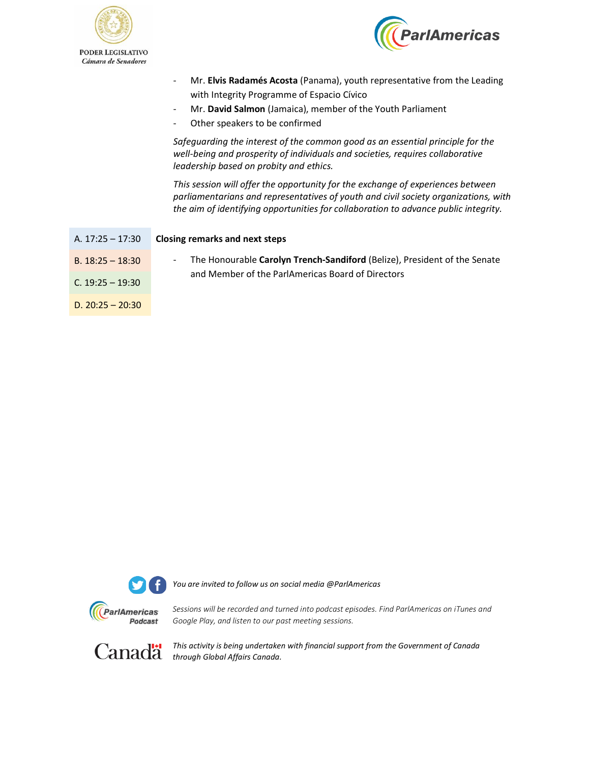- Mr. **Elvis Radamés Acosta** (Panama), youth representative from the Leading with Integrity Programme of Espacio Cívico
- Mr. **David Salmon** (Jamaica), member of the Youth Parliament
- Other speakers to be confirmed

*Safeguarding the interest of the common good as an essential principle for the well-being and prosperity of individuals and societies, requires collaborative leadership based on probity and ethics.*

*This session will offer the opportunity for the exchange of experiences between parliamentarians and representatives of youth and civil society organizations, with the aim of identifying opportunities for collaboration to advance public integrity.*

| | |
|---|---|
| A. 17:25 – 17:30<br>B. 18:25 – 18:30<br>C. 19:25 – 19:30<br>D. 20:25 – 20:30 | **Closing remarks and next steps**<br>- The Honourable **Carolyn Trench-Sandiford** (Belize), President of the Senate and Member of the ParlAmericas Board of Directors |

*You are invited to follow us on social media @ParlAmericas*

*Sessions will be recorded and turned into podcast episodes. Find ParlAmericas on iTunes and Google Play, and listen to our past meeting sessions.*

*This activity is being undertaken with financial support from the Government of Canada through Global Affairs Canada.*